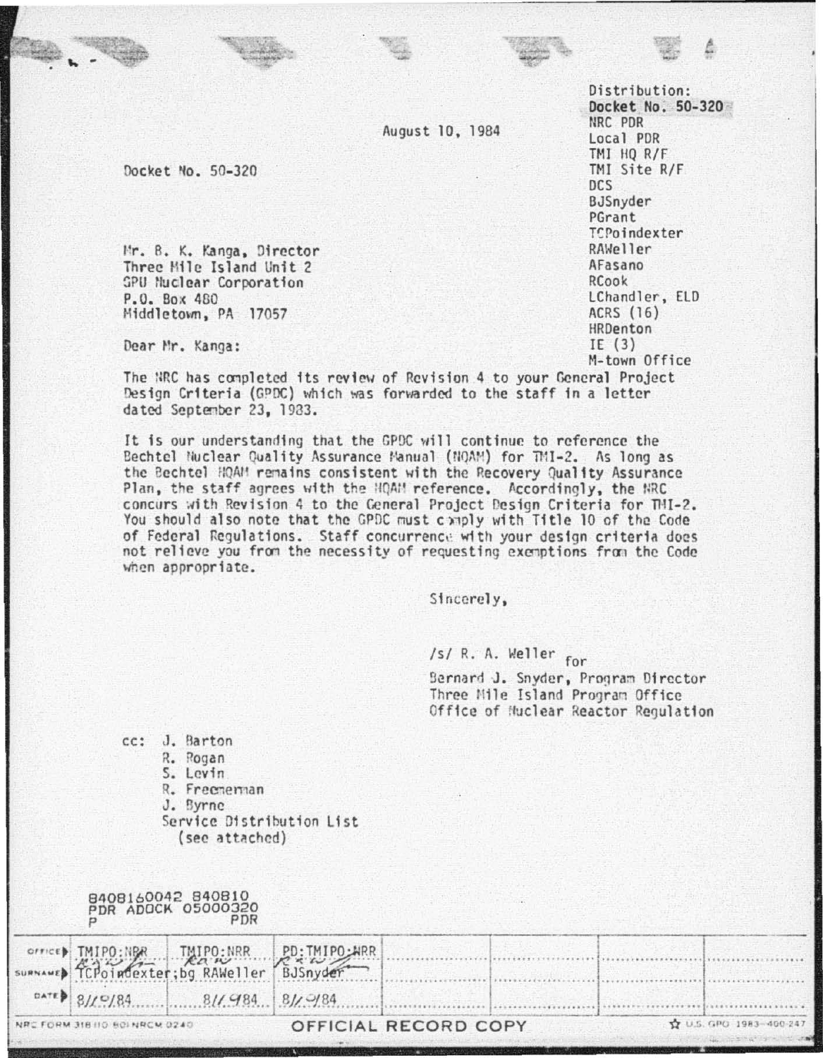Distribution:
Docket No. 50-320
NRC PDR
Local PDR
TMI HQ R/F
TMI Site R/F
DCS
BJSnyder
PGrant
TCPoindexter
RAWeller
AFasano
RCook
LChandler, ELD
ACRS (16)
HRDenton
IE (3)
M-town Office

August 10, 1984

Docket No. 50-320

Mr. B. K. Kanga, Director
Three Mile Island Unit 2
GPU Nuclear Corporation
P.O. Box 480
Middletown, PA 17057

Dear Mr. Kanga:

The NRC has completed its review of Revision 4 to your General Project Design Criteria (GPDC) which was forwarded to the staff in a letter dated September 23, 1983.

It is our understanding that the GPDC will continue to reference the Bechtel Nuclear Quality Assurance Manual (NQAM) for TMI-2. As long as the Bechtel NQAM remains consistent with the Recovery Quality Assurance Plan, the staff agrees with the NQAM reference. Accordingly, the NRC concurs with Revision 4 to the General Project Design Criteria for TMI-2. You should also note that the GPDC must comply with Title 10 of the Code of Federal Regulations. Staff concurrence with your design criteria does not relieve you from the necessity of requesting exemptions from the Code when appropriate.

Sincerely,

/s/ R. A. Weller for
Bernard J. Snyder, Program Director
Three Mile Island Program Office
Office of Nuclear Reactor Regulation

cc: J. Barton
R. Rogan
S. Levin
R. Freemerman
J. Byrne
Service Distribution List
(see attached)

8408160042 840810
PDR ADOCK 05000320
P PDR

| OFFICE | TMIPO:NRR | TMIPO:NRR | PD:TMIPO:NRR | | | |
|---|---|---|---|---|---|---|
| SURNAME | TCPoindexter;bg | RAWeller | BJSnyder | | | |
| DATE | 8/1/9/84 | 8/1/9/84 | 8/1/9/84 | | | |

NRC FORM 318 (10-80) NRCM 0240

OFFICIAL RECORD COPY

U.S. GPO 1983-400-247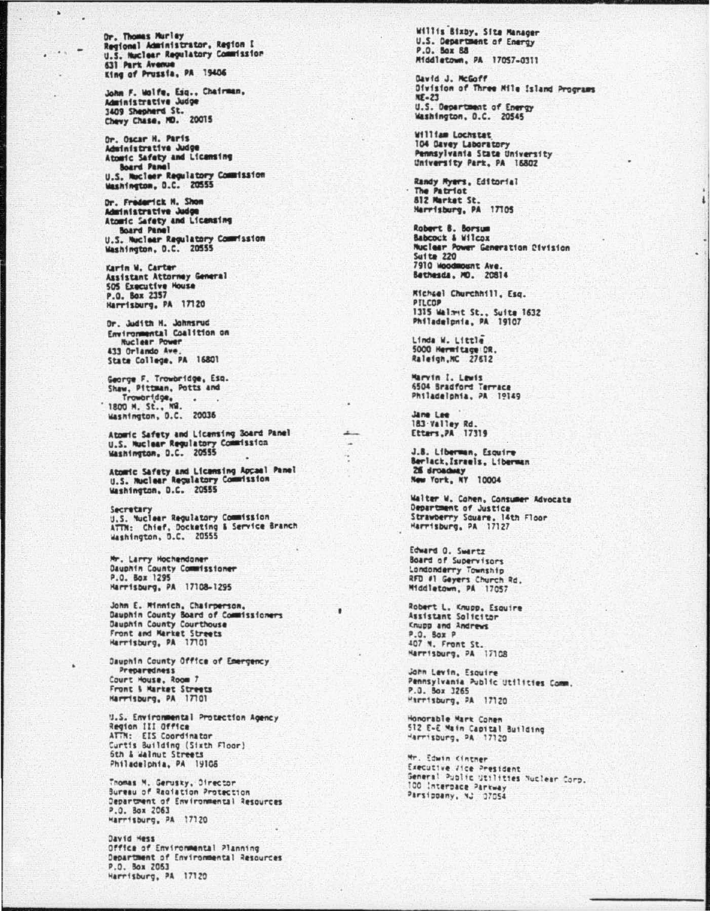Dr. Thomas Murley
Regional Administrator, Region I
U.S. Nuclear Regulatory Commission
631 Park Avenue
King of Prussia, PA 19406

John F. Wolfe, Esq., Chairman,
Administrative Judge
3409 Shepherd St.
Chevy Chase, MD. 20015

Dr. Oscar H. Paris
Administrative Judge
Atomic Safety and Licensing
Board Panel
U.S. Nuclear Regulatory Commission
Washington, D.C. 20555

Dr. Frederick H. Shon
Administrative Judge
Atomic Safety and Licensing
Board Panel
U.S. Nuclear Regulatory Commission
Washington, D.C. 20555

Karin W. Carter
Assistant Attorney General
505 Executive House
P.O. Box 2357
Harrisburg, PA 17120

Dr. Judith H. Johnsrud
Environmental Coalition on
Nuclear Power
433 Orlando Ave.
State College, PA 16801

George F. Trowbridge, Esq.
Shaw, Pittman, Potts and
Trowbridge,
1800 M. St., NW.
Washington, D.C. 20036

Atomic Safety and Licensing Board Panel
U.S. Nuclear Regulatory Commission
Washington, D.C. 20555

Atomic Safety and Licensing Appeal Panel
U.S. Nuclear Regulatory Commission
Washington, D.C. 20555

Secretary
U.S. Nuclear Regulatory Commission
ATTN: Chief, Docketing & Service Branch
Washington, D.C. 20555

Mr. Larry Hochendoner
Dauphin County Commissioner
P.O. Box 1295
Harrisburg, PA 17108-1295

John E. Minnich, Chairperson,
Dauphin County Board of Commissioners
Dauphin County Courthouse
Front and Market Streets
Harrisburg, PA 17101

Dauphin County Office of Emergency
Preparedness
Court House, Room 7
Front & Market Streets
Harrisburg, PA 17101

U.S. Environmental Protection Agency
Region III Office
ATTN: EIS Coordinator
Curtis Building (Sixth Floor)
6th & Walnut Streets
Philadelphia, PA 19106

Thomas M. Gerusky, Director
Bureau of Radiation Protection
Department of Environmental Resources
P.O. Box 2063
Harrisburg, PA 17120

David Hess
Office of Environmental Planning
Department of Environmental Resources
P.O. Box 2063
Harrisburg, PA 17120

Willis Bixby, Site Manager
U.S. Department of Energy
P.O. Box 88
Middletown, PA 17057-0311

David J. McGoff
Division of Three Mile Island Programs
NE-23
U.S. Department of Energy
Washington, D.C. 20545

William Lochstet
104 Davey Laboratory
Pennsylvania State University
University Park, PA 16802

Randy Myers, Editorial
The Patriot
812 Market St.
Harrisburg, PA 17105

Robert B. Borsum
Babcock & Wilcox
Nuclear Power Generation Division
Suite 220
7910 Woodmount Ave.
Bethesda, MD. 20814

Michael Churchhill, Esq.
PILCOP
1315 Walnut St., Suite 1632
Philadelphia, PA 19107

Linda W. Little
5000 Hermitage DR.
Raleigh, NC 27612

Marvin I. Lewis
6504 Bradford Terrace
Philadelphia, PA 19149

Jane Lee
183 Valley Rd.
Etters, PA 17319

J.B. Liberman, Esquire
Berlack, Israels, Liberman
26 Broadway
New York, NY 10004

Walter W. Cohen, Consumer Advocate
Department of Justice
Strawberry Square, 14th Floor
Harrisburg, PA 17127

Edward O. Swartz
Board of Supervisors
Londonderry Township
RFD #1 Geyers Church Rd.
Middletown, PA 17057

Robert L. Knupp, Esquire
Assistant Solicitor
Knupp and Andrews
P.O. Box P
407 N. Front St.
Harrisburg, PA 17108

John Levin, Esquire
Pennsylvania Public Utilities Comm.
P.O. Box 3265
Harrisburg, PA 17120

Honorable Mark Cohen
512 E-E Main Capital Building
Harrisburg, PA 17120

Mr. Edwin Kintner
Executive Vice President
General Public Utilities Nuclear Corp.
100 Interpace Parkway
Parsippany, NJ 07054